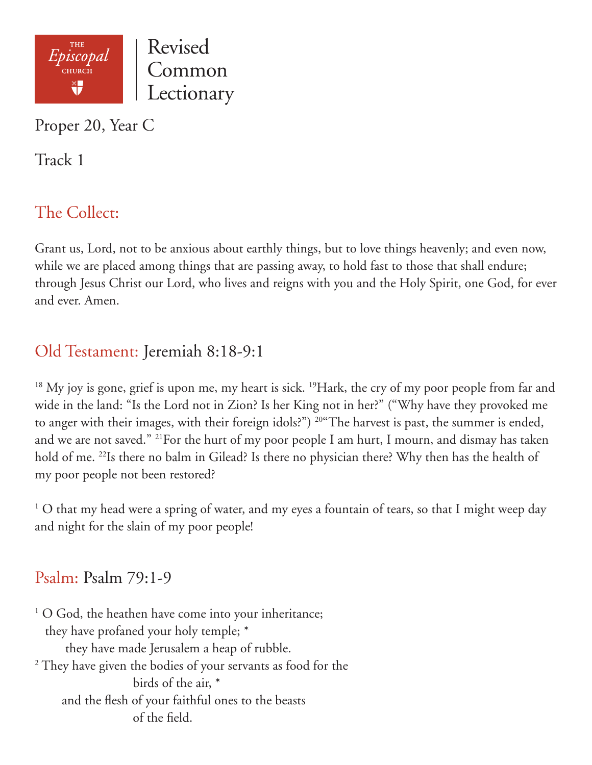THE *Episcopal* CHURCH | Revised Common Lectionary

Proper 20, Year C

Track 1

## The Collect:

Grant us, Lord, not to be anxious about earthly things, but to love things heavenly; and even now, while we are placed among things that are passing away, to hold fast to those that shall endure; through Jesus Christ our Lord, who lives and reigns with you and the Holy Spirit, one God, for ever and ever. Amen.

## Old Testament: Jeremiah 8:18-9:1

[18] My joy is gone, grief is upon me, my heart is sick. [19]Hark, the cry of my poor people from far and wide in the land: "Is the Lord not in Zion? Is her King not in her?" ("Why have they provoked me to anger with their images, with their foreign idols?") [20]"The harvest is past, the summer is ended, and we are not saved." [21]For the hurt of my poor people I am hurt, I mourn, and dismay has taken hold of me. [22]Is there no balm in Gilead? Is there no physician there? Why then has the health of my poor people not been restored?

[1] O that my head were a spring of water, and my eyes a fountain of tears, so that I might weep day and night for the slain of my poor people!

## Psalm: Psalm 79:1-9

[1] O God, the heathen have come into your inheritance;  
they have profaned your holy temple; *  
they have made Jerusalem a heap of rubble.  
[2] They have given the bodies of your servants as food for the birds of the air, *  
and the flesh of your faithful ones to the beasts of the field.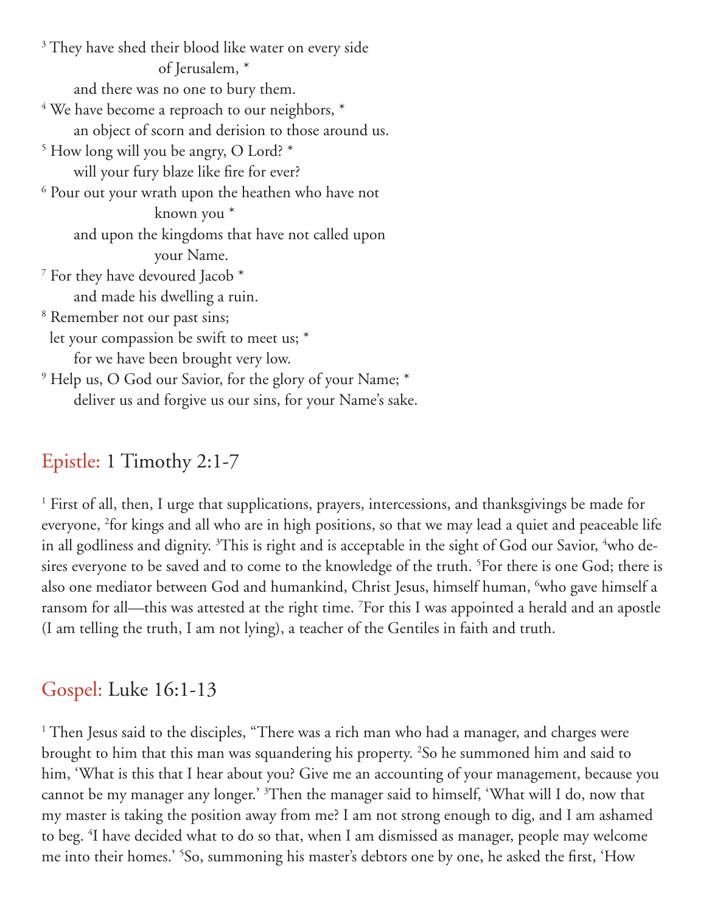[3] They have shed their blood like water on every side
of Jerusalem, *
and there was no one to bury them.
[4] We have become a reproach to our neighbors, *
an object of scorn and derision to those around us.
[5] How long will you be angry, O Lord? *
will your fury blaze like fire for ever?
[6] Pour out your wrath upon the heathen who have not
known you *
and upon the kingdoms that have not called upon
your Name.
[7] For they have devoured Jacob *
and made his dwelling a ruin.
[8] Remember not our past sins;
let your compassion be swift to meet us; *
for we have been brought very low.
[9] Help us, O God our Savior, for the glory of your Name; *
deliver us and forgive us our sins, for your Name's sake.

## Epistle: 1 Timothy 2:1-7

[1] First of all, then, I urge that supplications, prayers, intercessions, and thanksgivings be made for everyone, [2]for kings and all who are in high positions, so that we may lead a quiet and peaceable life in all godliness and dignity. [3]This is right and is acceptable in the sight of God our Savior, [4]who desires everyone to be saved and to come to the knowledge of the truth. [5]For there is one God; there is also one mediator between God and humankind, Christ Jesus, himself human, [6]who gave himself a ransom for all—this was attested at the right time. [7]For this I was appointed a herald and an apostle (I am telling the truth, I am not lying), a teacher of the Gentiles in faith and truth.

## Gospel: Luke 16:1-13

[1] Then Jesus said to the disciples, "There was a rich man who had a manager, and charges were brought to him that this man was squandering his property. [2]So he summoned him and said to him, 'What is this that I hear about you? Give me an accounting of your management, because you cannot be my manager any longer.' [3]Then the manager said to himself, 'What will I do, now that my master is taking the position away from me? I am not strong enough to dig, and I am ashamed to beg. [4]I have decided what to do so that, when I am dismissed as manager, people may welcome me into their homes.' [5]So, summoning his master's debtors one by one, he asked the first, 'How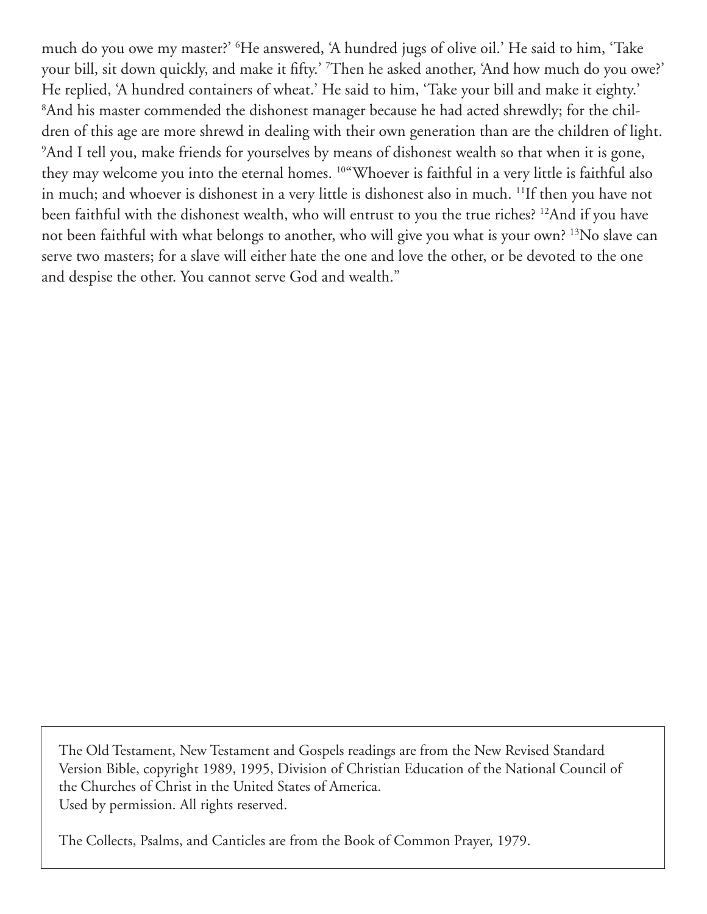much do you owe my master?' [6]He answered, 'A hundred jugs of olive oil.' He said to him, 'Take your bill, sit down quickly, and make it fifty.' [7]Then he asked another, 'And how much do you owe?' He replied, 'A hundred containers of wheat.' He said to him, 'Take your bill and make it eighty.' [8]And his master commended the dishonest manager because he had acted shrewdly; for the children of this age are more shrewd in dealing with their own generation than are the children of light. [9]And I tell you, make friends for yourselves by means of dishonest wealth so that when it is gone, they may welcome you into the eternal homes. [10]"Whoever is faithful in a very little is faithful also in much; and whoever is dishonest in a very little is dishonest also in much. [11]If then you have not been faithful with the dishonest wealth, who will entrust to you the true riches? [12]And if you have not been faithful with what belongs to another, who will give you what is your own? [13]No slave can serve two masters; for a slave will either hate the one and love the other, or be devoted to the one and despise the other. You cannot serve God and wealth."

The Old Testament, New Testament and Gospels readings are from the New Revised Standard Version Bible, copyright 1989, 1995, Division of Christian Education of the National Council of the Churches of Christ in the United States of America.
Used by permission. All rights reserved.

The Collects, Psalms, and Canticles are from the Book of Common Prayer, 1979.